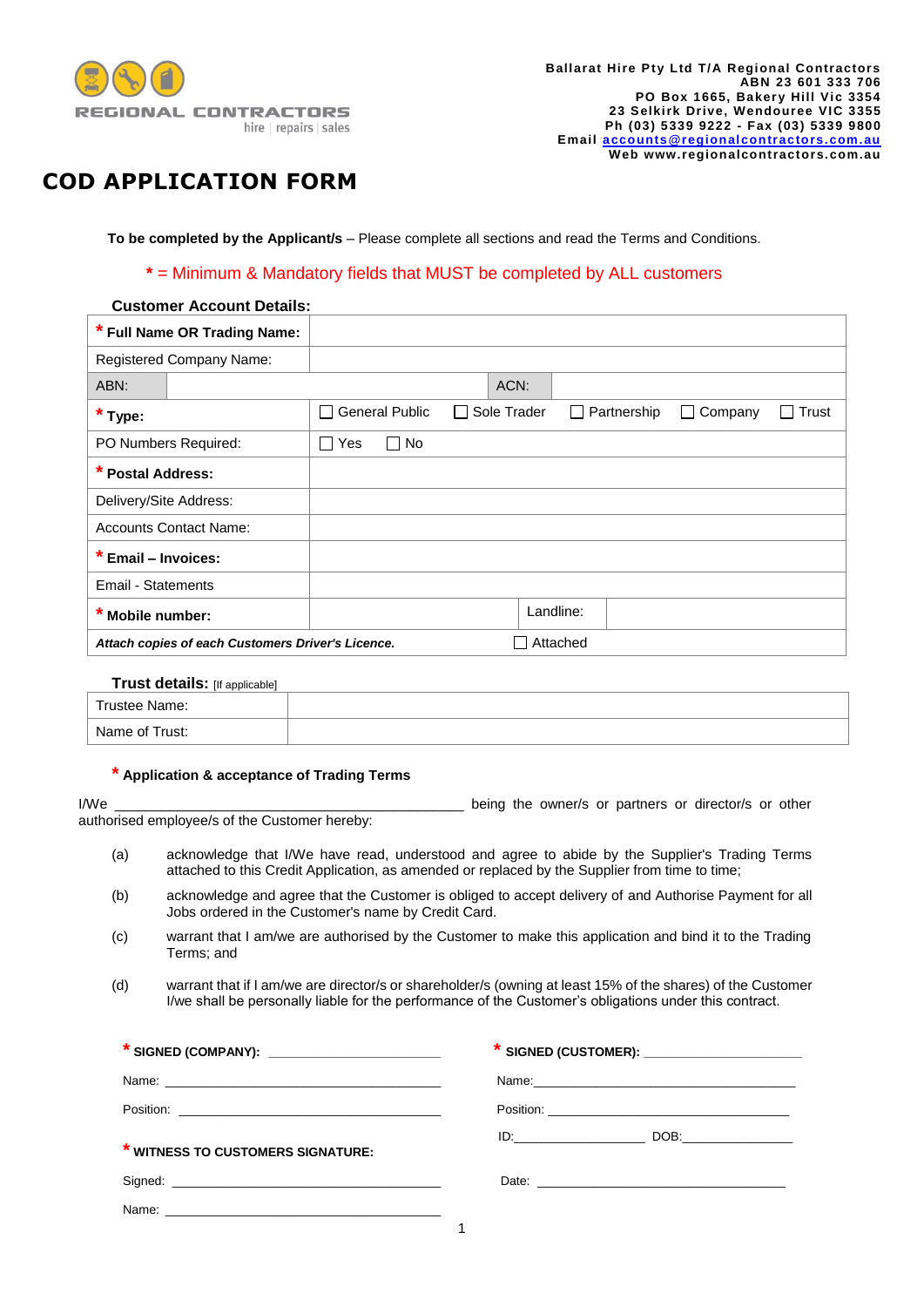REGIONAL CONTRACTORS
hire | repairs | sales

**Ballarat Hire Pty Ltd T/A Regional Contractors**
**ABN 23 601 333 706**
**PO Box 1665, Bakery Hill Vic 3354**
**23 Selkirk Drive, Wendouree VIC 3355**
**Ph (03) 5339 9222 - Fax (03) 5339 9800**
**Email accounts@regionalcontractors.com.au**
**Web www.regionalcontractors.com.au**

# COD APPLICATION FORM

**To be completed by the Applicant/s** – Please complete all sections and read the Terms and Conditions.

* = Minimum & Mandatory fields that MUST be completed by ALL customers

**Customer Account Details:**

| | | | |
|---|---|---|---|
| * **Full Name OR Trading Name:** | | | |
| Registered Company Name: | | | |
| ABN: | | ACN: | |
| * **Type:** | ☐ General Public ☐ Sole Trader ☐ Partnership ☐ Company ☐ Trust | | |
| PO Numbers Required: | ☐ Yes ☐ No | | |
| * **Postal Address:** | | | |
| Delivery/Site Address: | | | |
| Accounts Contact Name: | | | |
| * **Email – Invoices:** | | | |
| Email - Statements | | | |
| * **Mobile number:** | | Landline: | |
| ***Attach copies of each Customers Driver's Licence.*** | | ☐ Attached | |

**Trust details:** [If applicable]

| | |
|---|---|
| Trustee Name: | |
| Name of Trust: | |

* **Application & acceptance of Trading Terms**

I/We _____________________________________________ being the owner/s or partners or director/s or other authorised employee/s of the Customer hereby:

(a) acknowledge that I/We have read, understood and agree to abide by the Supplier's Trading Terms attached to this Credit Application, as amended or replaced by the Supplier from time to time;

(b) acknowledge and agree that the Customer is obliged to accept delivery of and Authorise Payment for all Jobs ordered in the Customer's name by Credit Card.

(c) warrant that I am/we are authorised by the Customer to make this application and bind it to the Trading Terms; and

(d) warrant that if I am/we are director/s or shareholder/s (owning at least 15% of the shares) of the Customer I/we shall be personally liable for the performance of the Customer's obligations under this contract.

* **SIGNED (COMPANY):** ______________________________

Name: ______________________________

Position: ______________________________

* **WITNESS TO CUSTOMERS SIGNATURE:**

Signed: ______________________________

Name: ______________________________

* **SIGNED (CUSTOMER):** ______________________________

Name: ______________________________

Position: ______________________________

ID: __________________ DOB: ______________

Date: ______________________________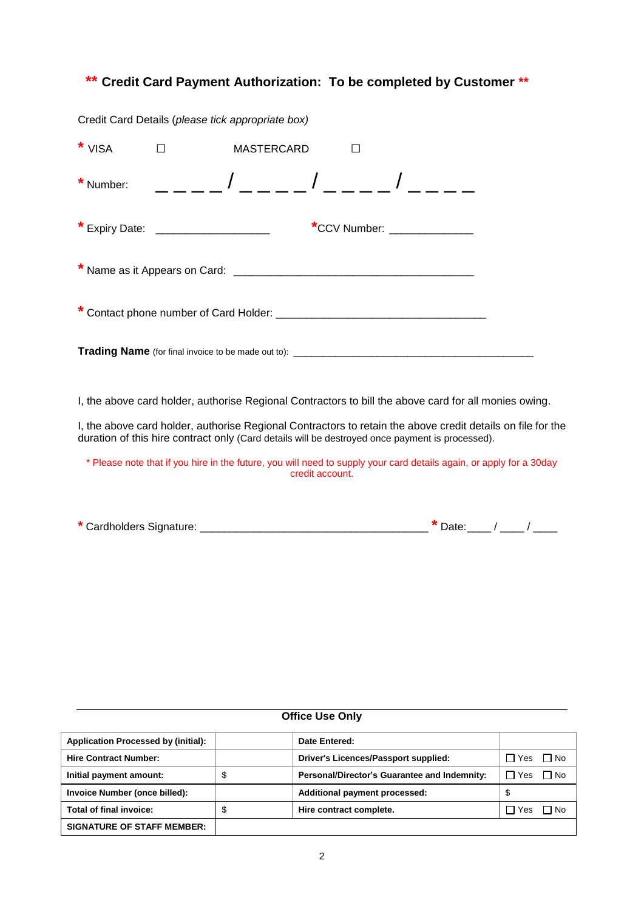## ** Credit Card Payment Authorization: To be completed by Customer **

Credit Card Details (*please tick appropriate box)*

* VISA ☐ MASTERCARD ☐

* Number: _ _ _ _ / _ _ _ _ / _ _ _ _ / _ _ _ _

* Expiry Date: ___________________ *CCV Number: ______________

* Name as it Appears on Card: ________________________________________

* Contact phone number of Card Holder: ___________________________________

**Trading Name** (for final invoice to be made out to): ________________________________________

I, the above card holder, authorise Regional Contractors to bill the above card for all monies owing.

I, the above card holder, authorise Regional Contractors to retain the above credit details on file for the duration of this hire contract only (Card details will be destroyed once payment is processed).

* Please note that if you hire in the future, you will need to supply your card details again, or apply for a 30day credit account.

* Cardholders Signature: ______________________________________ * Date:____ / ____ / ____

**Office Use Only**

| | | | |
|---|---|---|---|
| **Application Processed by (initial):** | | **Date Entered:** | |
| **Hire Contract Number:** | | **Driver's Licences/Passport supplied:** | ☐ Yes ☐ No |
| **Initial payment amount:** | $ | **Personal/Director's Guarantee and Indemnity:** | ☐ Yes ☐ No |
| **Invoice Number (once billed):** | | **Additional payment processed:** | $ |
| **Total of final invoice:** | $ | **Hire contract complete.** | ☐ Yes ☐ No |
| **SIGNATURE OF STAFF MEMBER:** | | | |